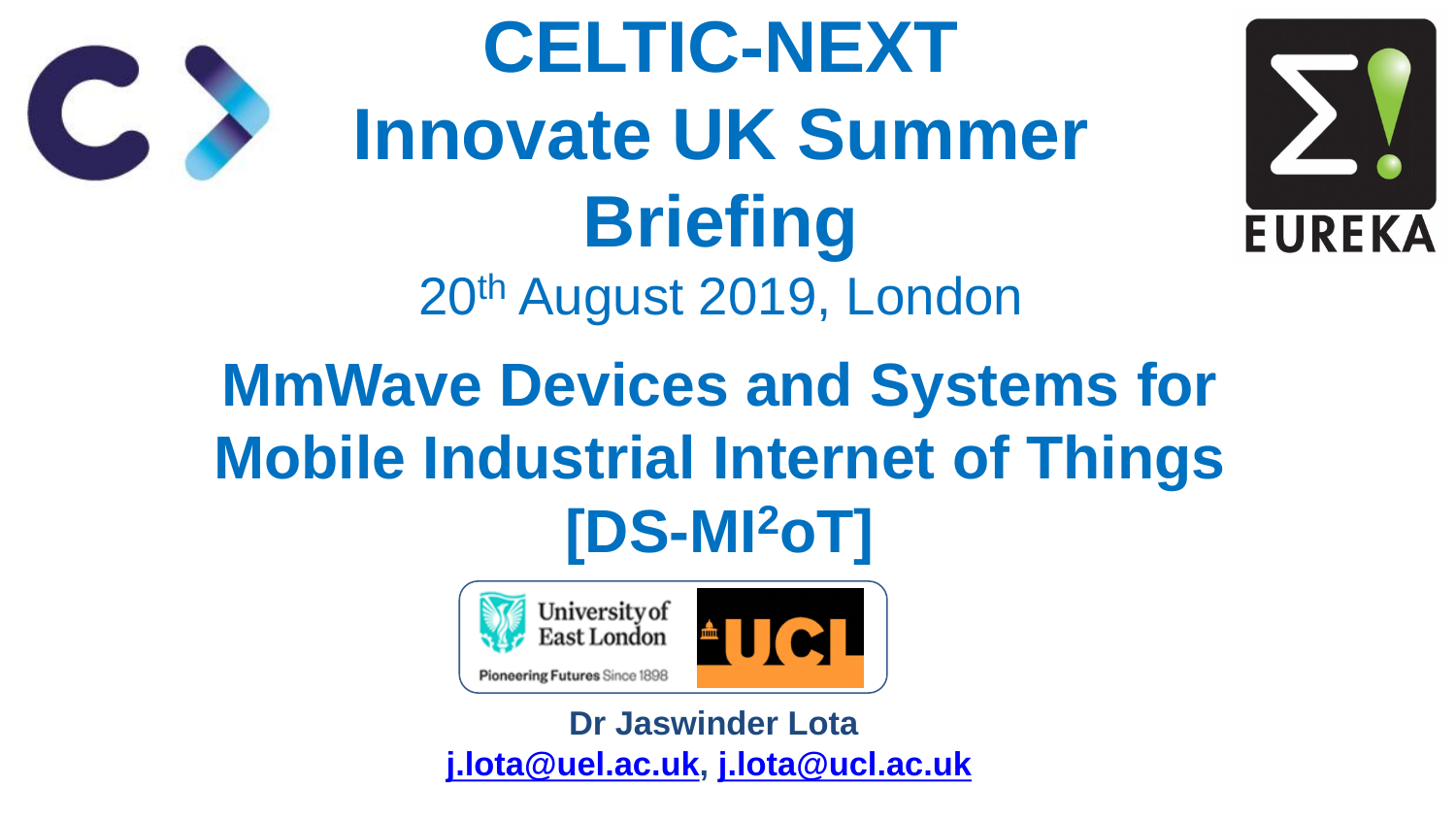# CELTIC-NEXT Innovate UK Summer Briefing

20th August 2019, London

## MmWave Devices and Systems for Mobile Industrial Internet of Things [DS-MI$^2$oT]

University of East London
Pioneering Futures Since 1898

UCL

**Dr Jaswinder Lota**

[j.lota@uel.ac.uk](mailto:j.lota@uel.ac.uk), [j.lota@ucl.ac.uk](mailto:j.lota@ucl.ac.uk)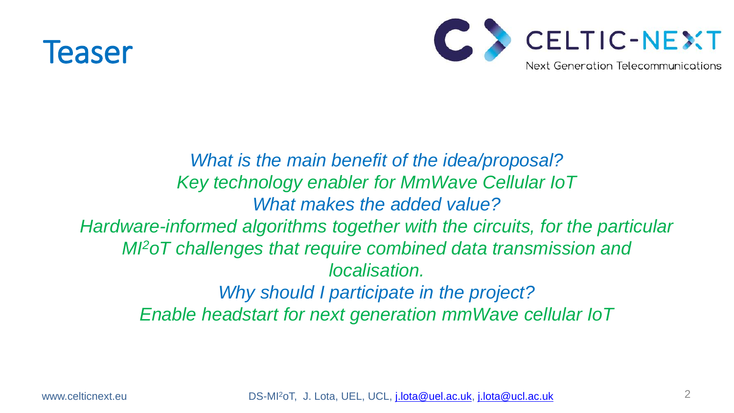# Teaser

*What is the main benefit of the idea/proposal?*

*Key technology enabler for MmWave Cellular IoT*

*What makes the added value?*

*Hardware-informed algorithms together with the circuits, for the particular MI$^2$oT challenges that require combined data transmission and localisation.*

*Why should I participate in the project?*

*Enable headstart for next generation mmWave cellular IoT*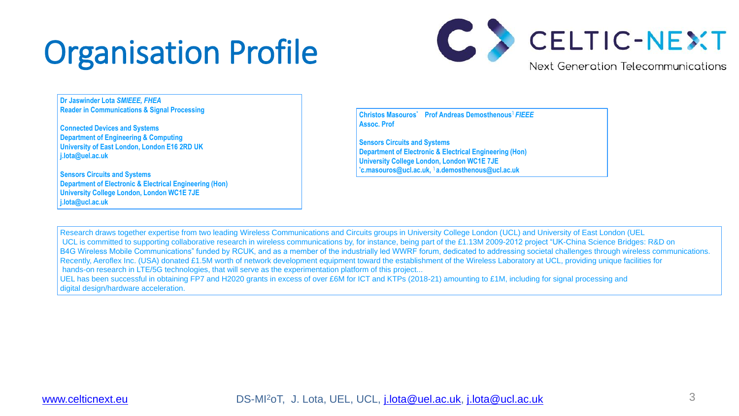# Organisation Profile

CELTIC-NEXT
Next Generation Telecommunications

**Dr Jaswinder Lota *SMIEEE, FHEA***
**Reader in Communications & Signal Processing**

**Connected Devices and Systems**
**Department of Engineering & Computing**
**University of East London, London E16 2RD UK**
**j.lota@uel.ac.uk**

**Sensors Circuits and Systems**
**Department of Electronic & Electrical Engineering (Hon)**
**University College London, London WC1E 7JE**
**j.lota@ucl.ac.uk**

**Christos Masouros[*] Prof Andreas Demosthenous[1] *FIEEE***
**Assoc. Prof**

**Sensors Circuits and Systems**
**Department of Electronic & Electrical Engineering (Hon)**
**University College London, London WC1E 7JE**
**[*]c.masouros@ucl.ac.uk, [1]a.demosthenous@ucl.ac.uk**

Research draws together expertise from two leading Wireless Communications and Circuits groups in University College London (UCL) and University of East London (UEL
UCL is committed to supporting collaborative research in wireless communications by, for instance, being part of the £1.13M 2009-2012 project "UK-China Science Bridges: R&D on B4G Wireless Mobile Communications" funded by RCUK, and as a member of the industrially led WWRF forum, dedicated to addressing societal challenges through wireless communications. Recently, Aeroflex Inc. (USA) donated £1.5M worth of network development equipment toward the establishment of the Wireless Laboratory at UCL, providing unique facilities for hands-on research in LTE/5G technologies, that will serve as the experimentation platform of this project...
UEL has been successful in obtaining FP7 and H2020 grants in excess of over £6M for ICT and KTPs (2018-21) amounting to £1M, including for signal processing and digital design/hardware acceleration.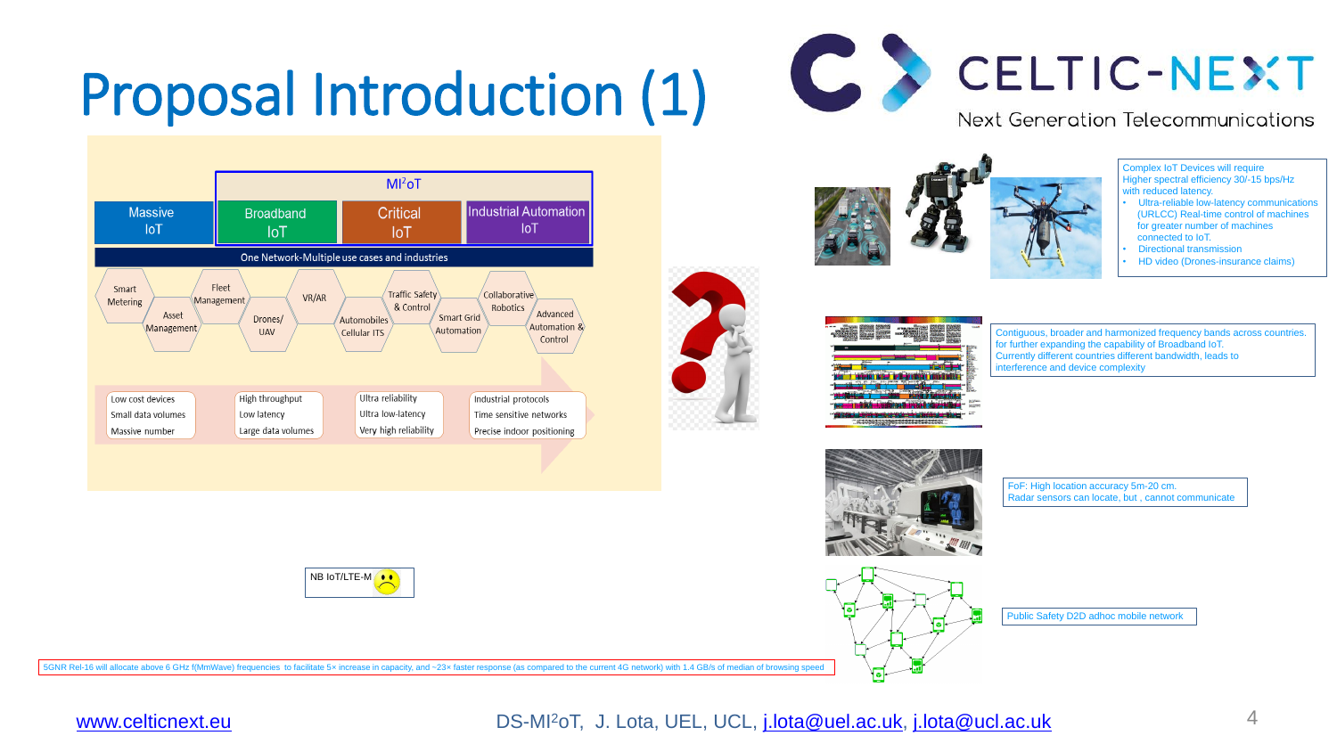# Proposal Introduction (1)

CELTIC-NEXT
Next Generation Telecommunications

MI$^2$oT

| Massive IoT | Broadband IoT | Critical IoT | Industrial Automation IoT |
|---|---|---|---|

One Network-Multiple use cases and industries

Smart Metering, Fleet Management, Asset Management, Drones/ UAV, VR/AR, Automobiles Cellular ITS, Traffic Safety & Control, Smart Grid Automation, Collaborative Robotics, Advanced Automation & Control

| Massive IoT | Broadband IoT | Critical IoT | Industrial Automation IoT |
|---|---|---|---|
| Low cost devices | High throughput | Ultra reliability | Industrial protocols |
| Small data volumes | Low latency | Ultra low-latency | Time sensitive networks |
| Massive number | Large data volumes | Very high reliability | Precise indoor positioning |

NB IoT/LTE-M ☹

Complex IoT Devices will require Higher spectral efficiency 30/-15 bps/Hz with reduced latency.

- Ultra-reliable low-latency communications (URLCC) Real-time control of machines for greater number of machines connected to IoT.
- Directional transmission
- HD video (Drones-insurance claims)

Contiguous, broader and harmonized frequency bands across countries. for further expanding the capability of Broadband IoT. Currently different countries different bandwidth, leads to interference and device complexity

FoF: High location accuracy 5m-20 cm.
Radar sensors can locate, but , cannot communicate

Public Safety D2D adhoc mobile network

5GNR Rel-16 will allocate above 6 GHz f(MmWave) frequencies to facilitate 5× increase in capacity, and ~23× faster response (as compared to the current 4G network) with 1.4 GB/s of median of browsing speed

www.celticnext.eu

DS-MI$^2$oT, J. Lota, UEL, UCL, j.lota@uel.ac.uk, j.lota@ucl.ac.uk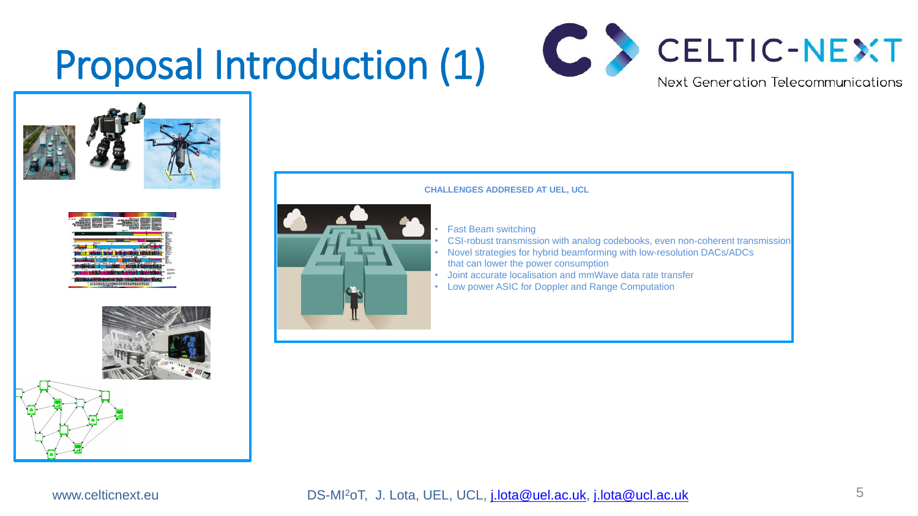# Proposal Introduction (1)

**CHALLENGES ADDRESED AT UEL, UCL**

- Fast Beam switching
- CSI-robust transmission with analog codebooks, even non-coherent transmission
- Novel strategies for hybrid beamforming with low-resolution DACs/ADCs that can lower the power consumption
- Joint accurate localisation and mmWave data rate transfer
- Low power ASIC for Doppler and Range Computation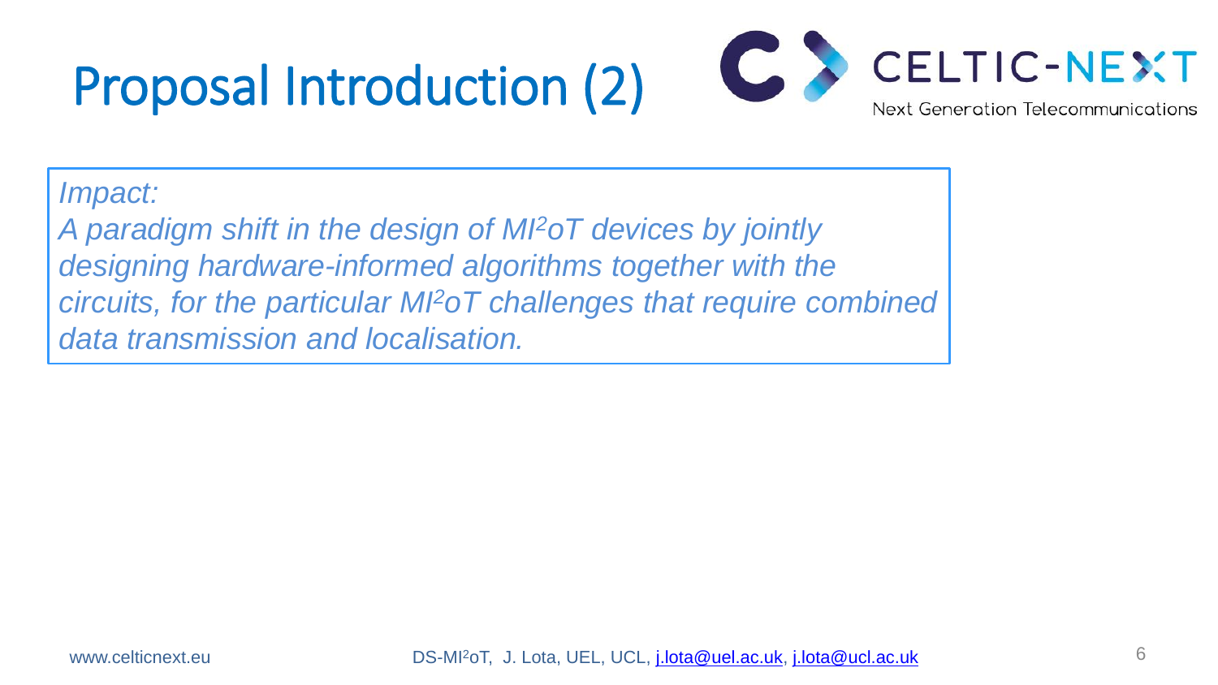# Proposal Introduction (2)

*Impact:*

*A paradigm shift in the design of $MI^2oT$ devices by jointly designing hardware-informed algorithms together with the circuits, for the particular $MI^2oT$ challenges that require combined data transmission and localisation.*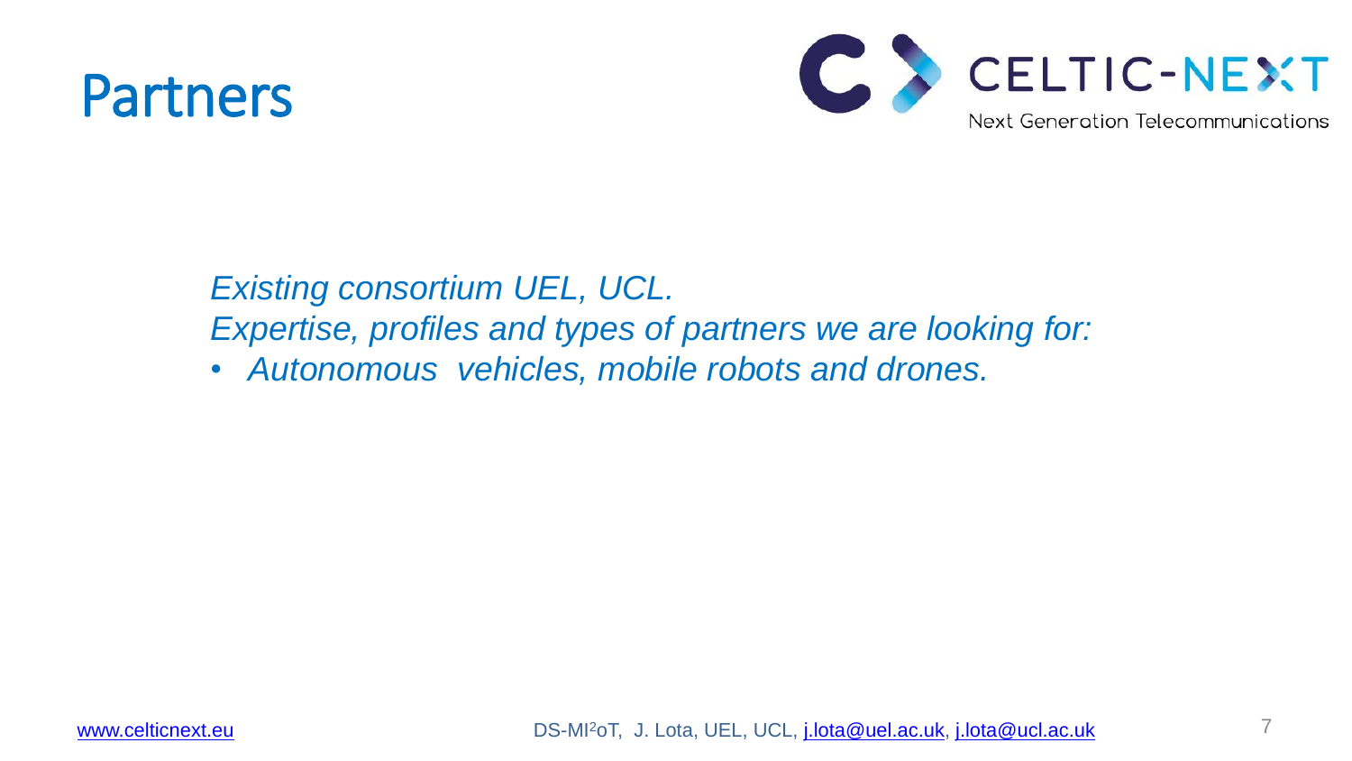# Partners

*Existing consortium UEL, UCL.*

*Expertise, profiles and types of partners we are looking for:*

- *Autonomous vehicles, mobile robots and drones.*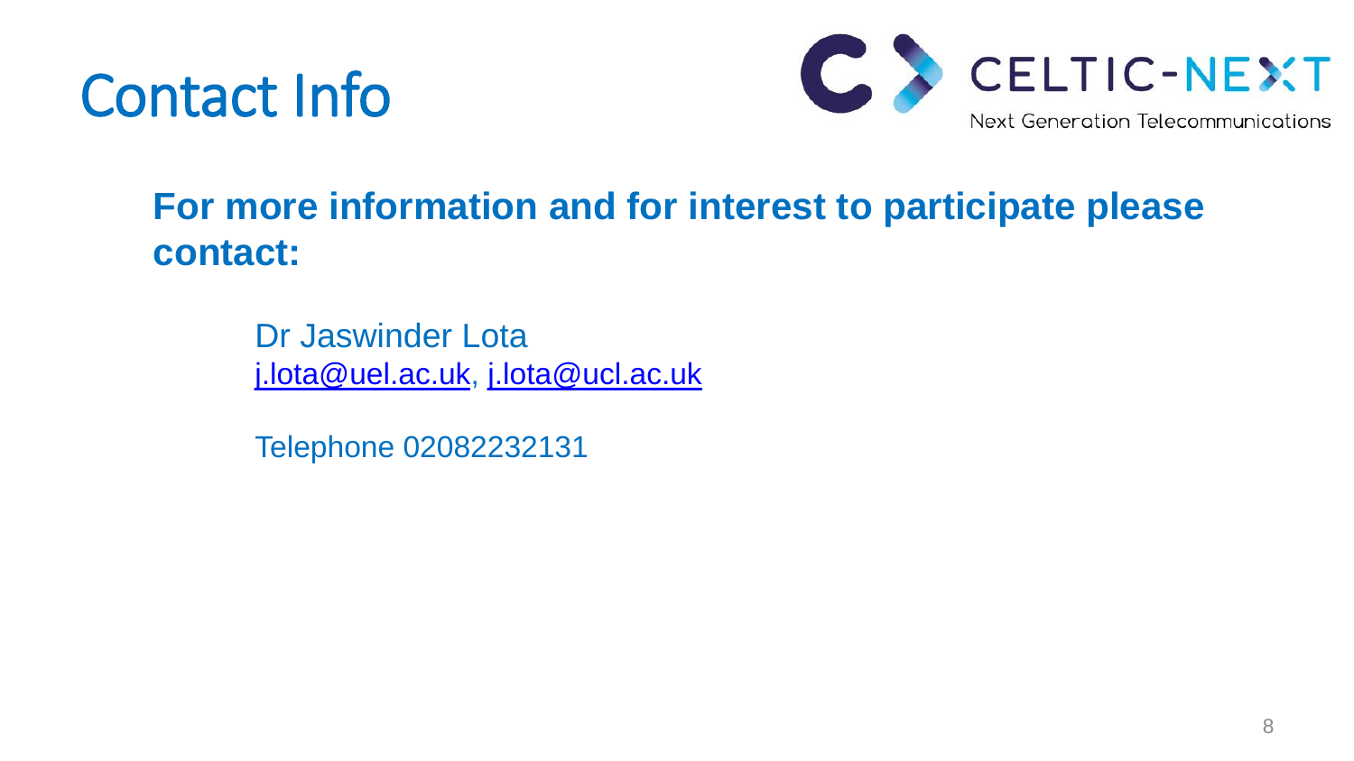# Contact Info

CELTIC-NEXT
Next Generation Telecommunications

**For more information and for interest to participate please contact:**

Dr Jaswinder Lota
j.lota@uel.ac.uk, j.lota@ucl.ac.uk

Telephone 02082232131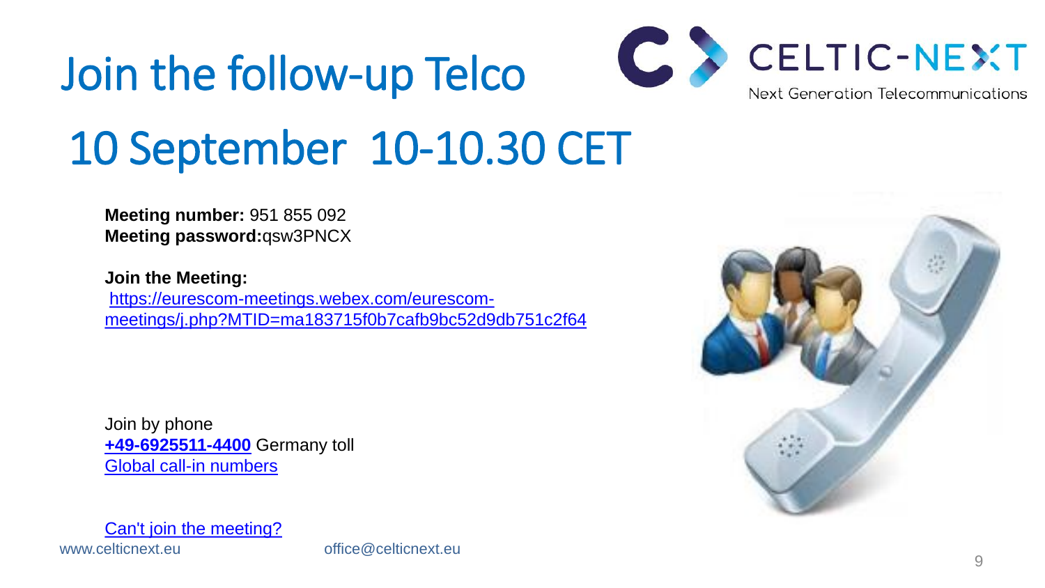# Join the follow-up Telco

# 10 September 10-10.30 CET

**Meeting number:** 951 855 092
**Meeting password:**qsw3PNCX

**Join the Meeting:**
https://eurescom-meetings.webex.com/eurescom-meetings/j.php?MTID=ma183715f0b7cafb9bc52d9db751c2f64

Join by phone
**+49-6925511-4400** Germany toll
Global call-in numbers

Can't join the meeting?

www.celticnext.eu office@celticnext.eu